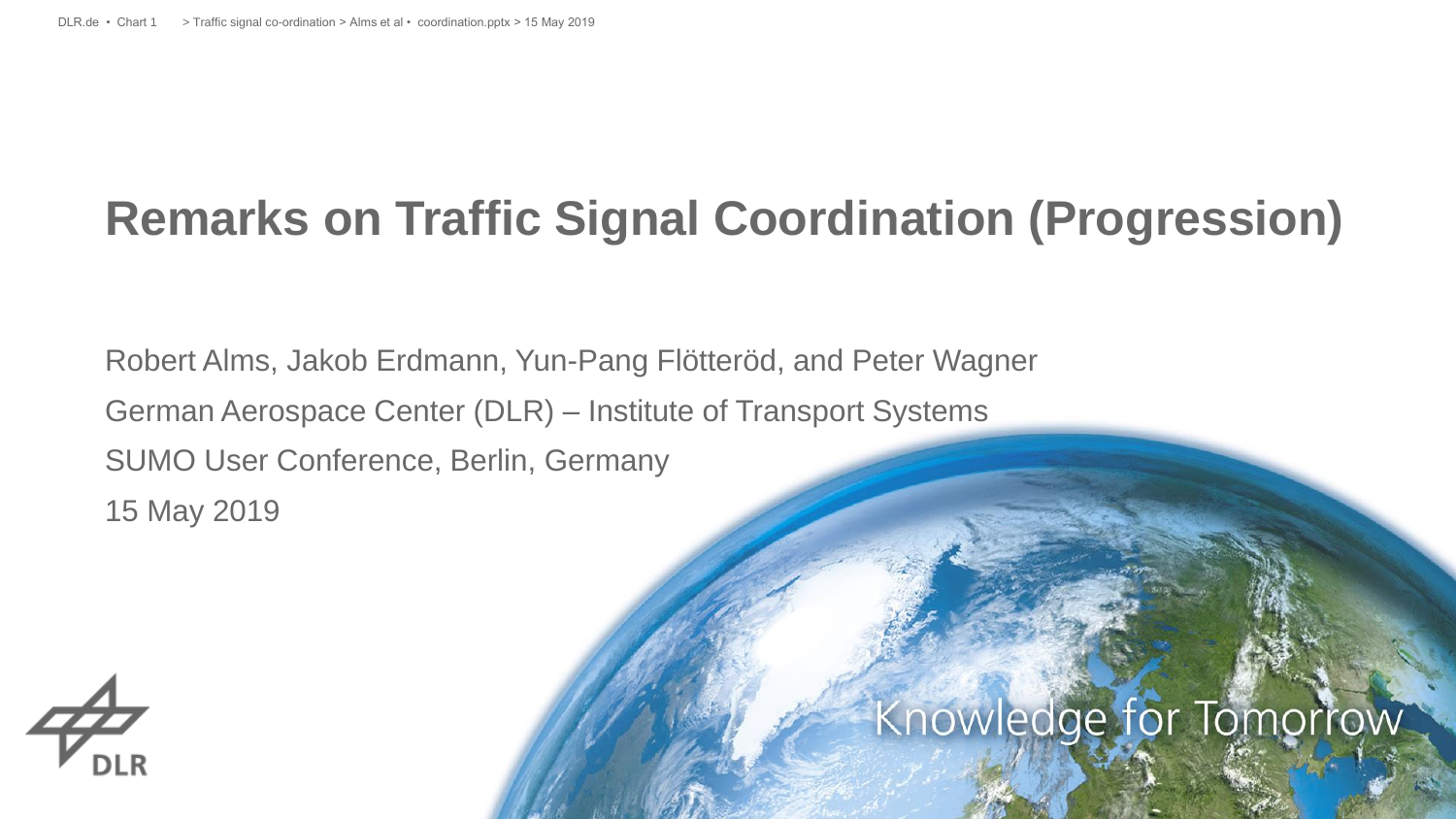# Remarks on Traffic Signal Coordination (Progression)

Robert Alms, Jakob Erdmann, Yun-Pang Flötteröd, and Peter Wagner

German Aerospace Center (DLR) – Institute of Transport Systems

SUMO User Conference, Berlin, Germany

15 May 2019

Knowledge for Tomorrow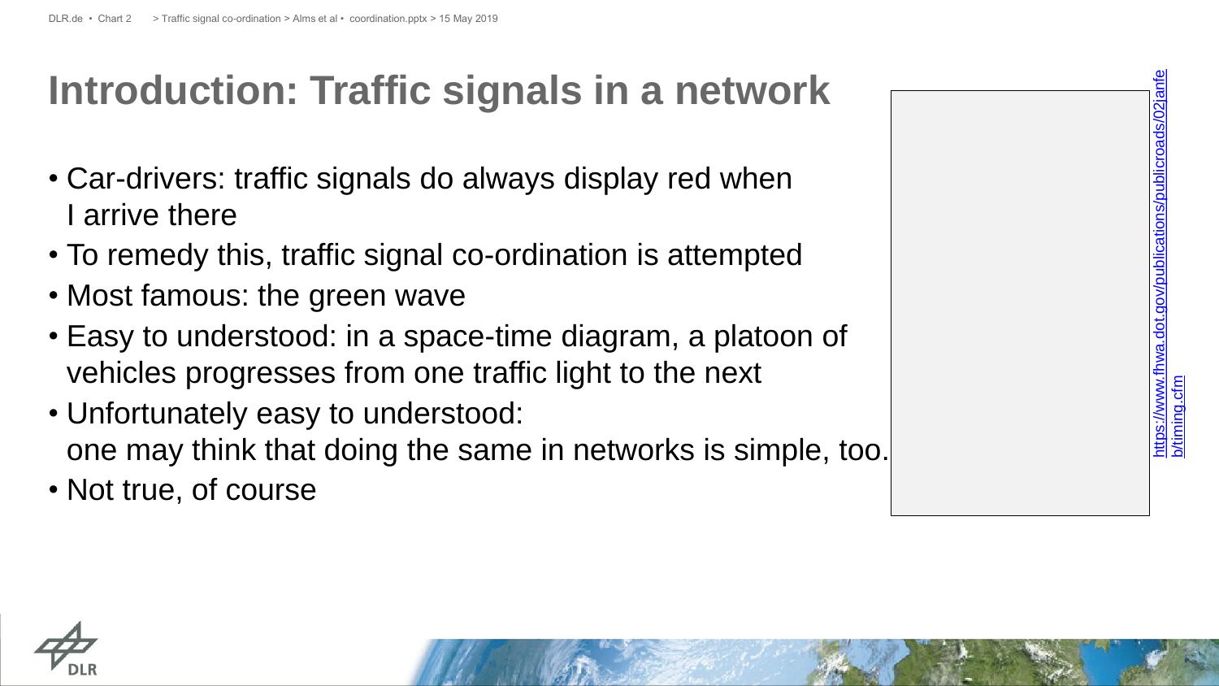# Introduction: Traffic signals in a network

- Car-drivers: traffic signals do always display red when I arrive there
- To remedy this, traffic signal co-ordination is attempted
- Most famous: the green wave
- Easy to understood: in a space-time diagram, a platoon of vehicles progresses from one traffic light to the next
- Unfortunately easy to understood: one may think that doing the same in networks is simple, too.
- Not true, of course

https://www.fhwa.dot.gov/publications/publicroads/02janfeb/timing.cfm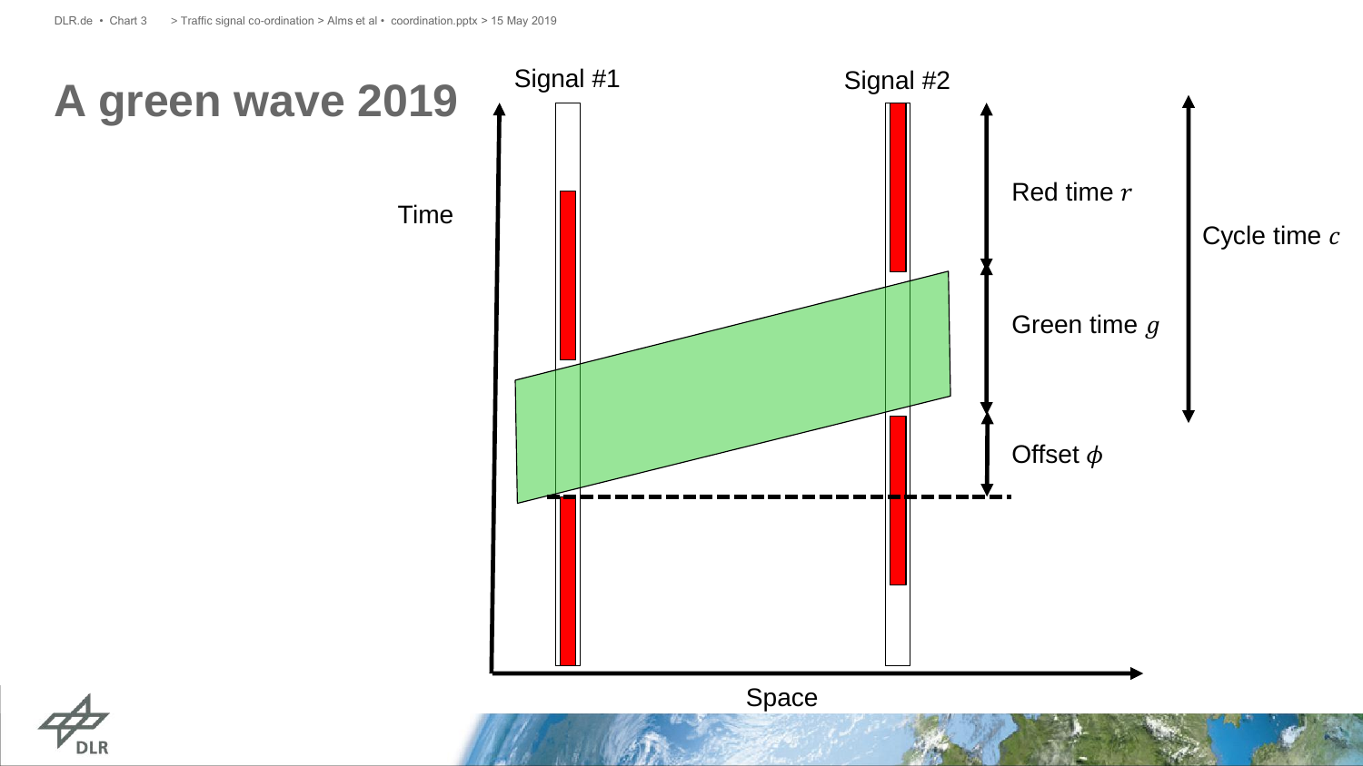# A green wave 2019

Signal #1

Signal #2

Time

Space

Red time $r$

Green time $g$

Offset $\phi$

Cycle time $c$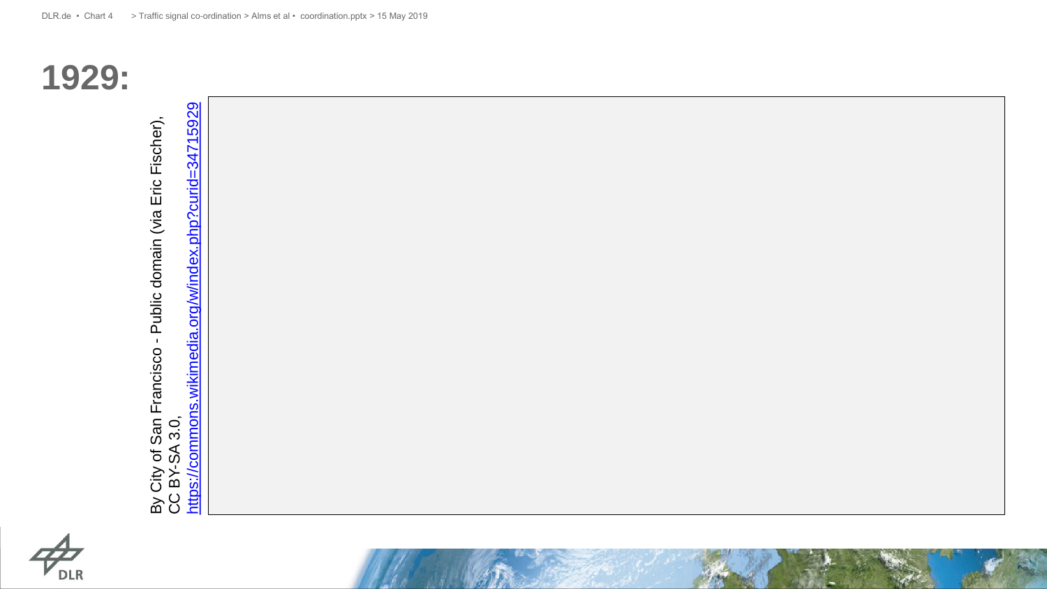# 1929:

By City of San Francisco - Public domain (via Eric Fischer), CC BY-SA 3.0, https://commons.wikimedia.org/w/index.php?curid=34715929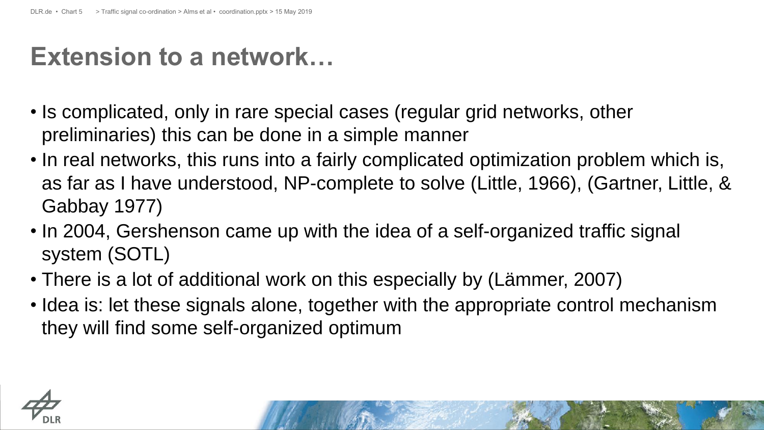# Extension to a network…

- Is complicated, only in rare special cases (regular grid networks, other preliminaries) this can be done in a simple manner
- In real networks, this runs into a fairly complicated optimization problem which is, as far as I have understood, NP-complete to solve (Little, 1966), (Gartner, Little, & Gabbay 1977)
- In 2004, Gershenson came up with the idea of a self-organized traffic signal system (SOTL)
- There is a lot of additional work on this especially by (Lämmer, 2007)
- Idea is: let these signals alone, together with the appropriate control mechanism they will find some self-organized optimum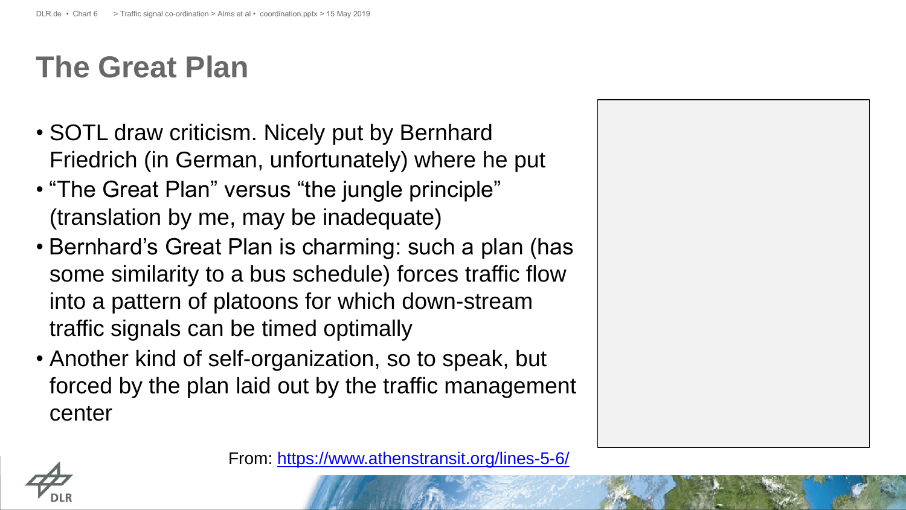# The Great Plan

- SOTL draw criticism. Nicely put by Bernhard Friedrich (in German, unfortunately) where he put
- “The Great Plan” versus “the jungle principle” (translation by me, may be inadequate)
- Bernhard’s Great Plan is charming: such a plan (has some similarity to a bus schedule) forces traffic flow into a pattern of platoons for which down-stream traffic signals can be timed optimally
- Another kind of self-organization, so to speak, but forced by the plan laid out by the traffic management center

From: [https://www.athenstransit.org/lines-5-6/](https://www.athenstransit.org/lines-5-6/)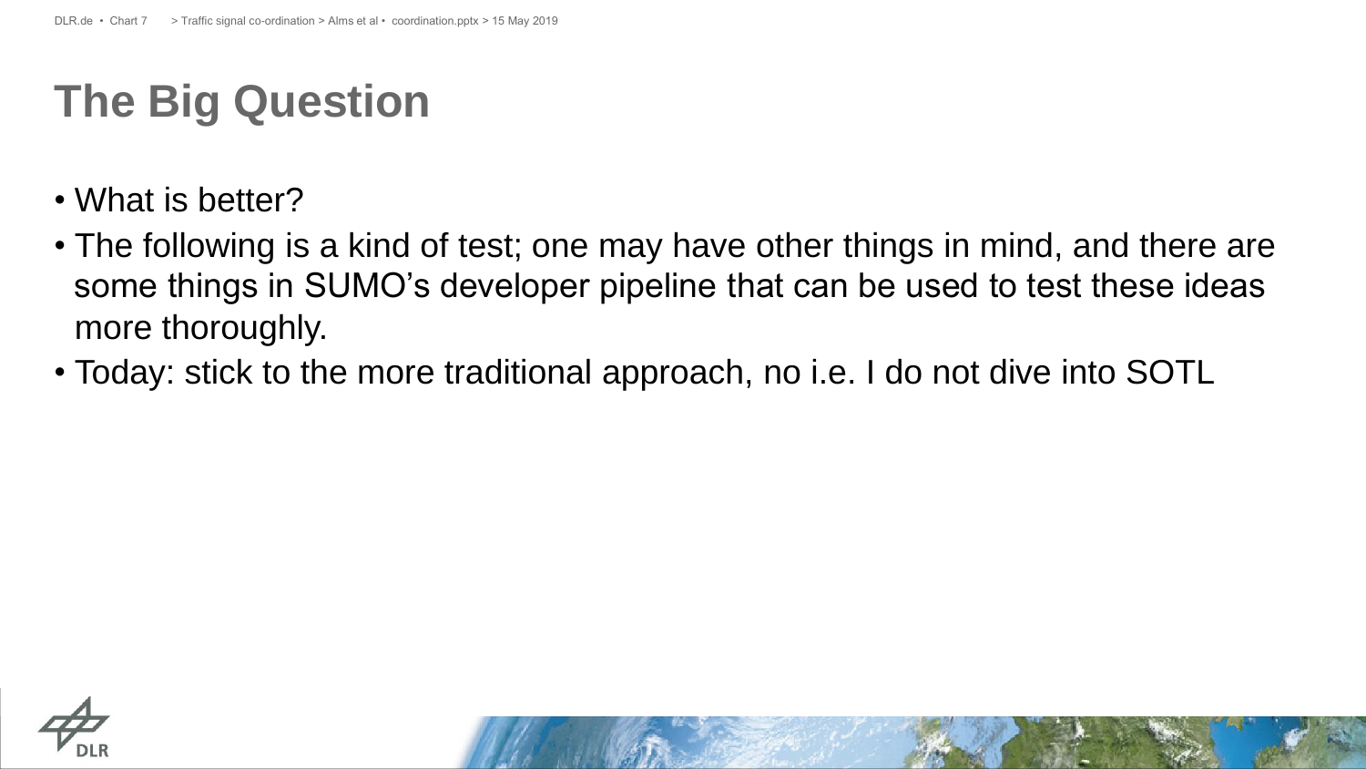# The Big Question

- What is better?
- The following is a kind of test; one may have other things in mind, and there are some things in SUMO's developer pipeline that can be used to test these ideas more thoroughly.
- Today: stick to the more traditional approach, no i.e. I do not dive into SOTL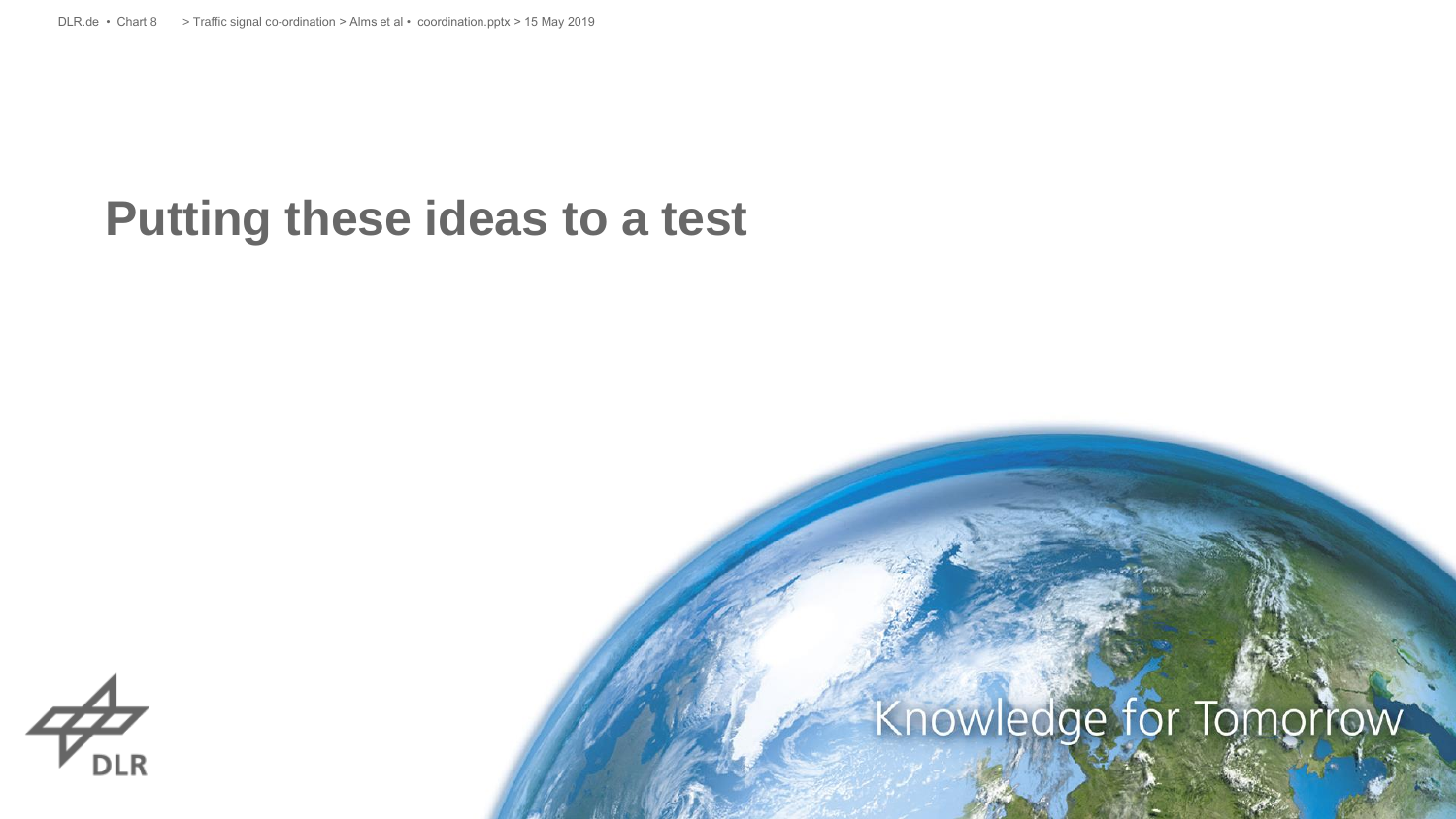# Putting these ideas to a test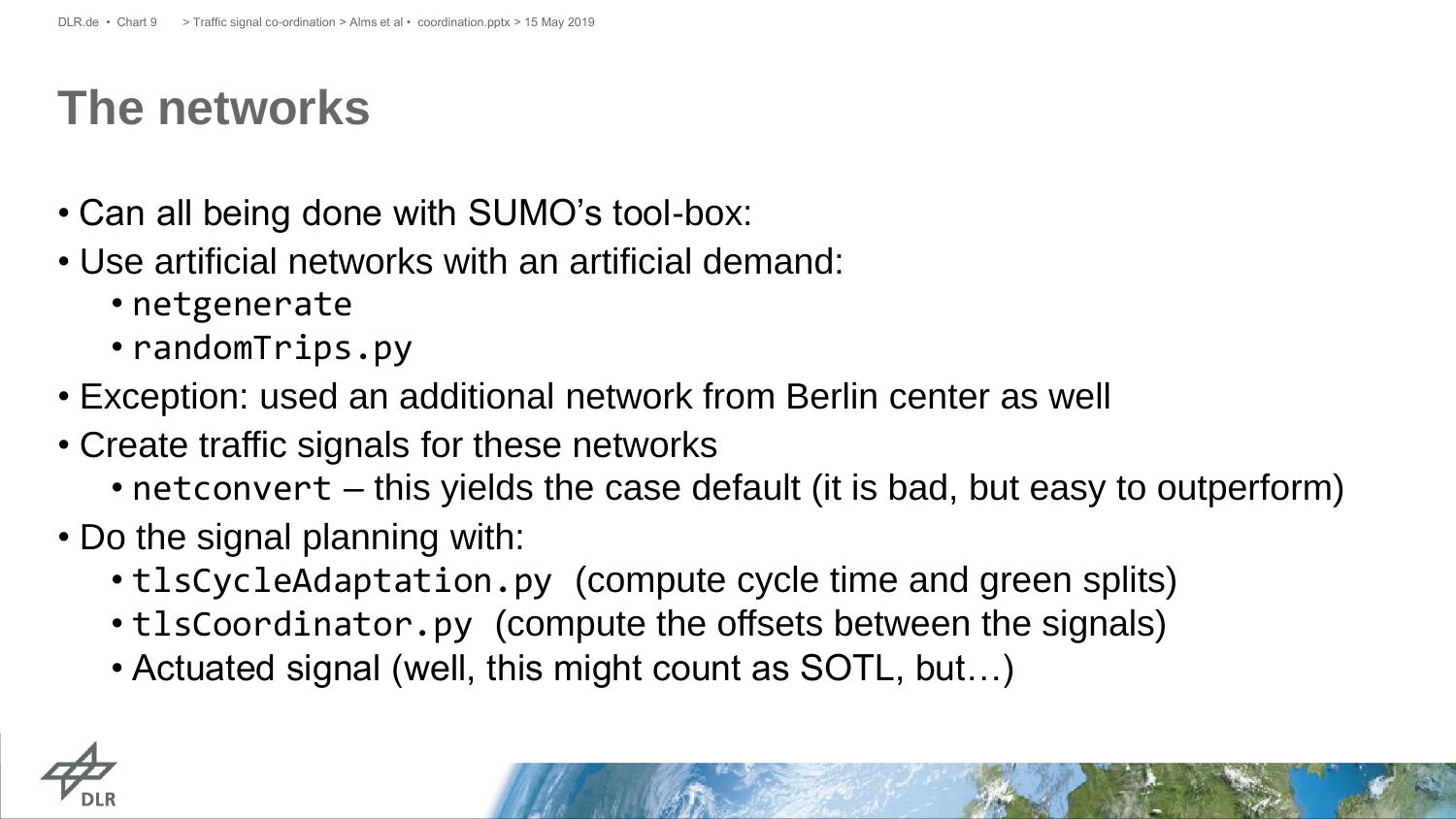# The networks

- Can all being done with SUMO's tool-box:
- Use artificial networks with an artificial demand:
  - `netgenerate`
  - `randomTrips.py`
- Exception: used an additional network from Berlin center as well
- Create traffic signals for these networks
  - `netconvert` – this yields the case default (it is bad, but easy to outperform)
- Do the signal planning with:
  - `tlsCycleAdaptation.py` (compute cycle time and green splits)
  - `tlsCoordinator.py` (compute the offsets between the signals)
  - Actuated signal (well, this might count as SOTL, but…)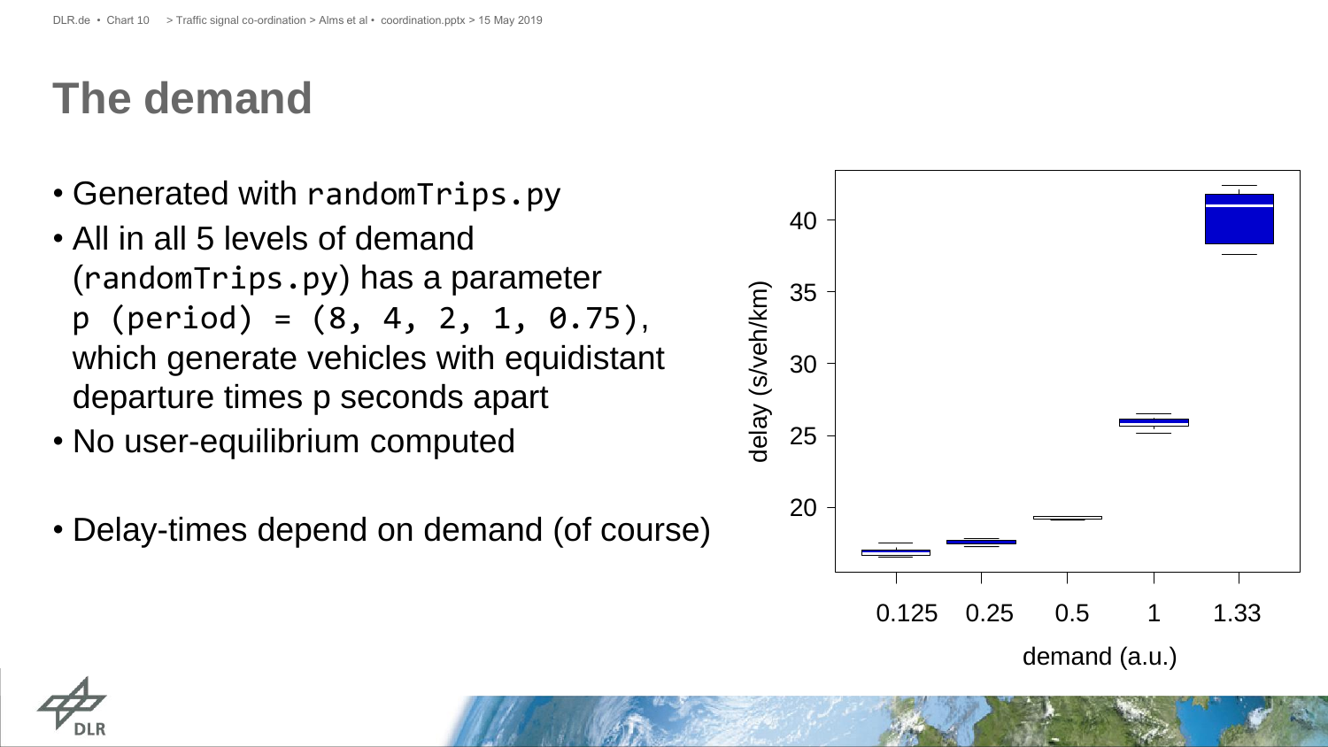# The demand

- Generated with `randomTrips.py`
- All in all 5 levels of demand (`randomTrips.py`) has a parameter `p (period) = (8, 4, 2, 1, 0.75)`, which generate vehicles with equidistant departure times p seconds apart
- No user-equilibrium computed
- Delay-times depend on demand (of course)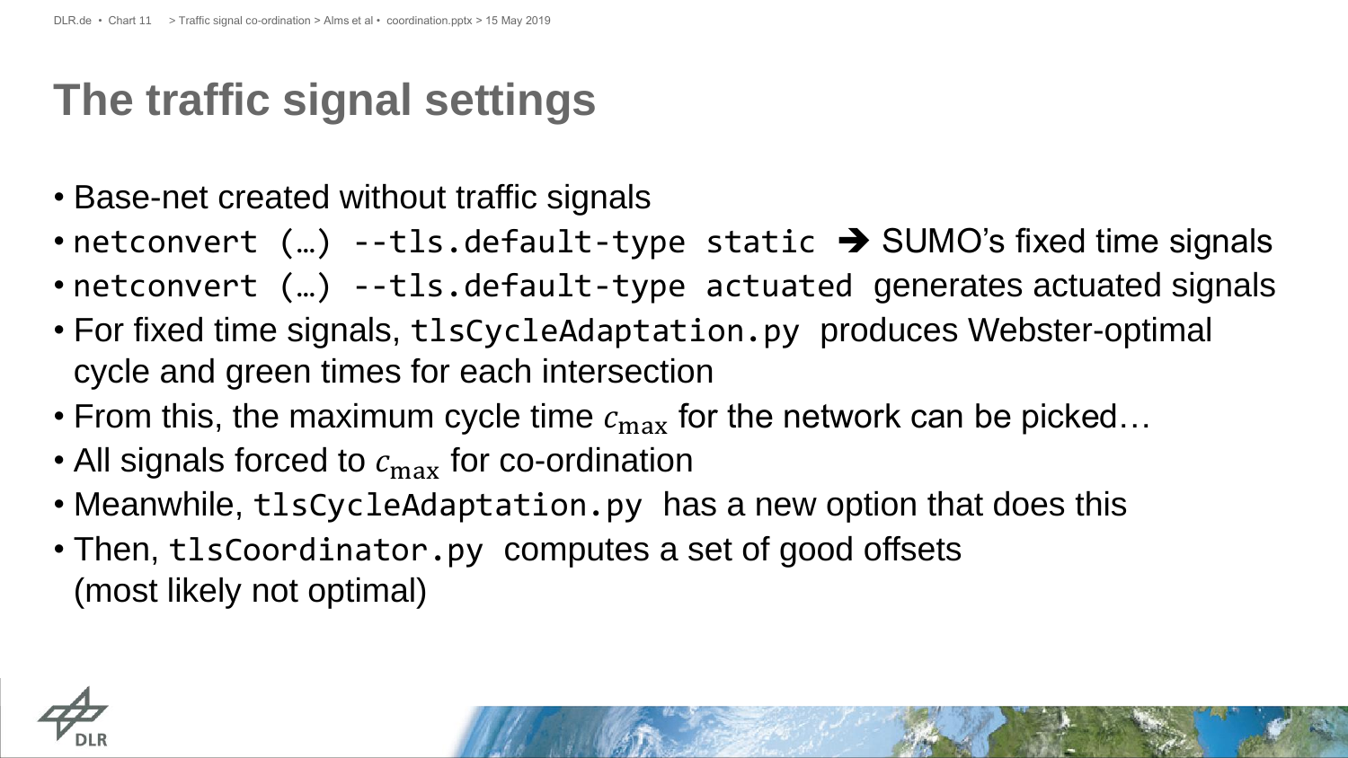# The traffic signal settings

- Base-net created without traffic signals
- `netconvert (…) --tls.default-type static` ➔ SUMO's fixed time signals
- `netconvert (…) --tls.default-type actuated` generates actuated signals
- For fixed time signals, `tlsCycleAdaptation.py` produces Webster-optimal cycle and green times for each intersection
- From this, the maximum cycle time $c_{\max}$ for the network can be picked…
- All signals forced to $c_{\max}$ for co-ordination
- Meanwhile, `tlsCycleAdaptation.py` has a new option that does this
- Then, `tlsCoordinator.py` computes a set of good offsets (most likely not optimal)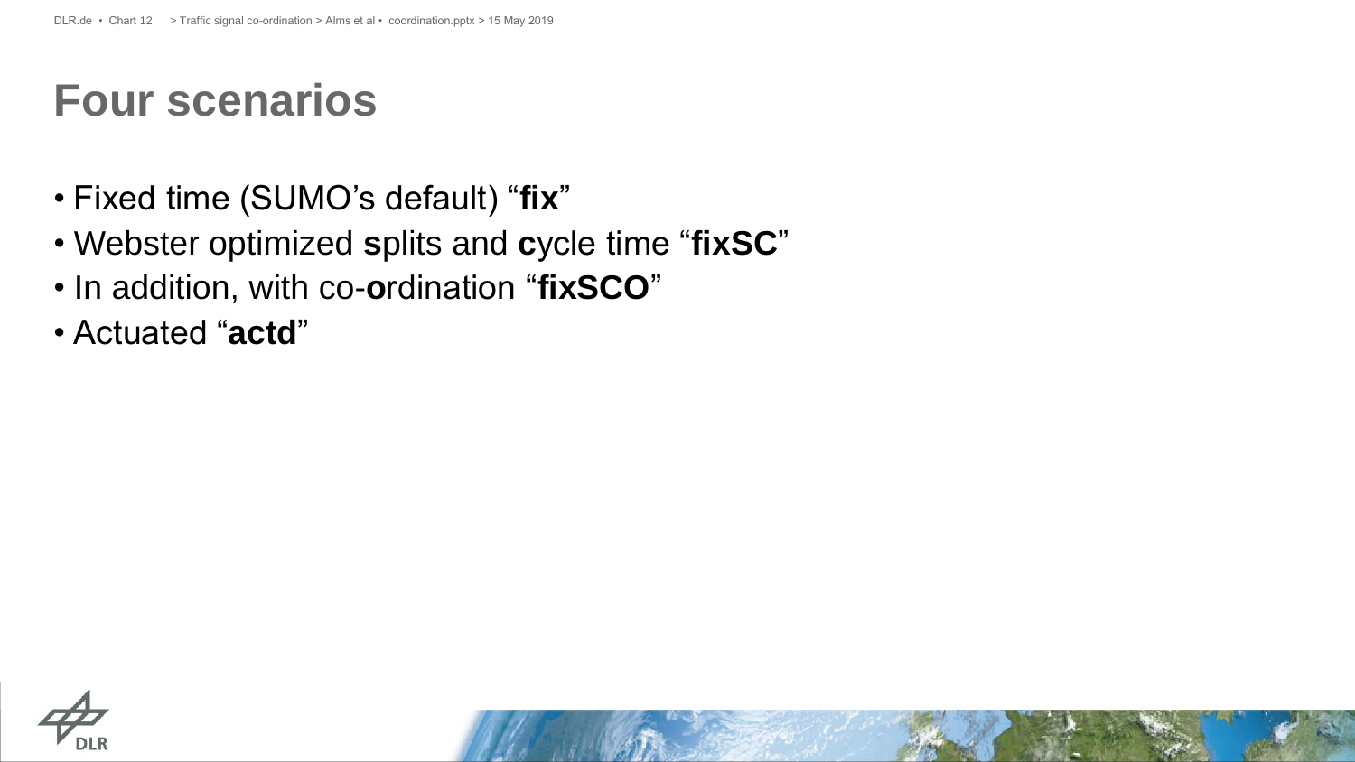# Four scenarios

- Fixed time (SUMO’s default) “**fix**”
- Webster optimized **s**plits and **c**ycle time “**fixSC**”
- In addition, with co-**o**rdination “**fixSCO**”
- Actuated “**actd**”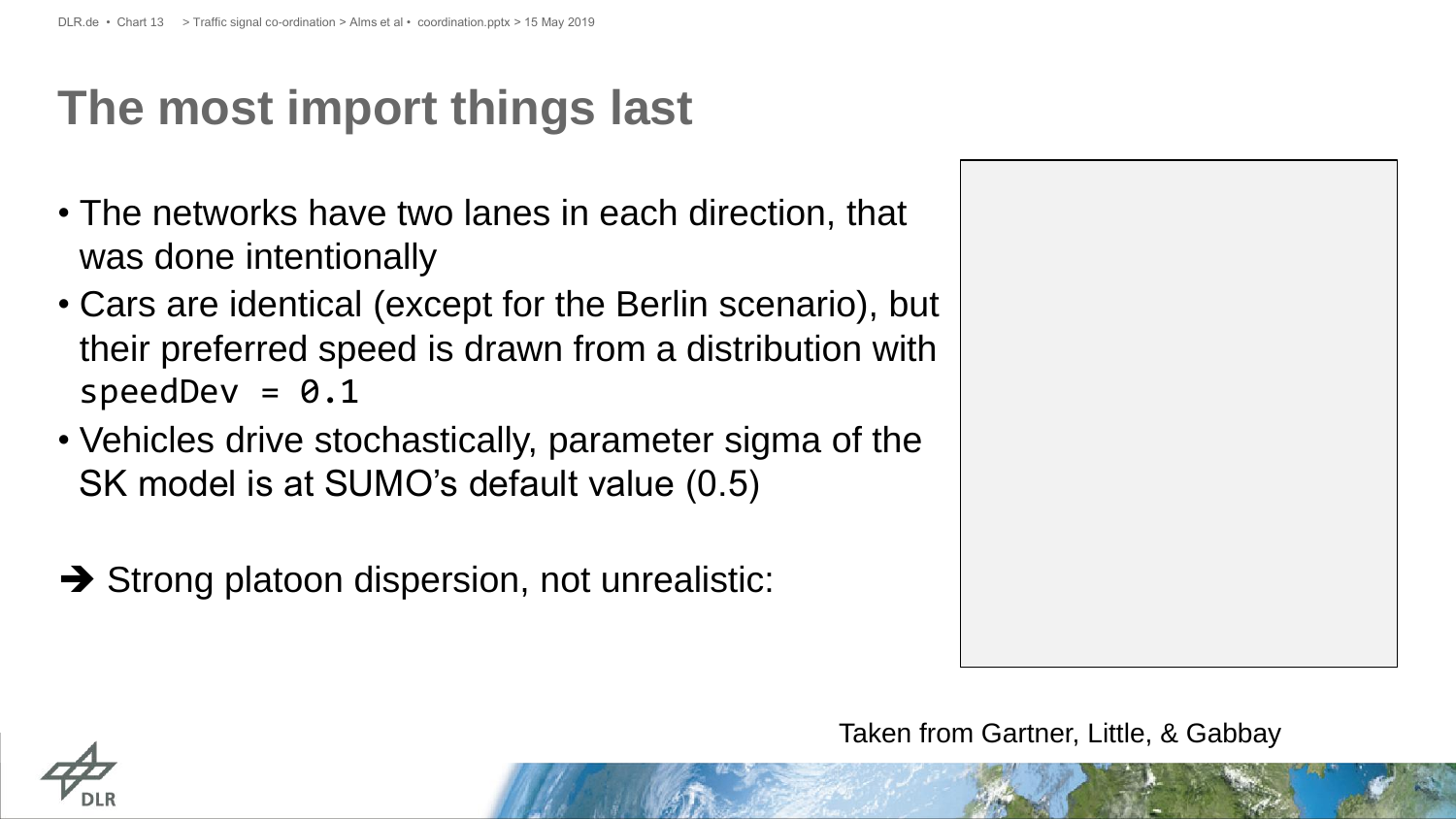# The most import things last

- The networks have two lanes in each direction, that was done intentionally
- Cars are identical (except for the Berlin scenario), but their preferred speed is drawn from a distribution with `speedDev = 0.1`
- Vehicles drive stochastically, parameter sigma of the SK model is at SUMO's default value (0.5)

➔ Strong platoon dispersion, not unrealistic:

Taken from Gartner, Little, & Gabbay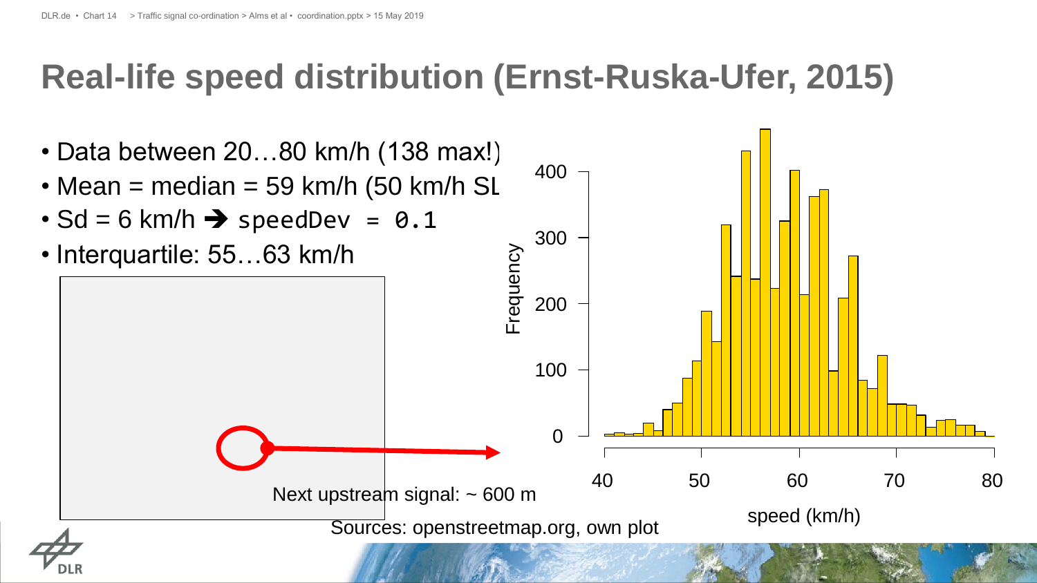# Real-life speed distribution (Ernst-Ruska-Ufer, 2015)

- Data between 20…80 km/h (138 max!)
- Mean = median = 59 km/h (50 km/h SL
- Sd = 6 km/h ➔ `speedDev = 0.1`
- Interquartile: 55…63 km/h

Next upstream signal: ~ 600 m

Sources: openstreetmap.org, own plot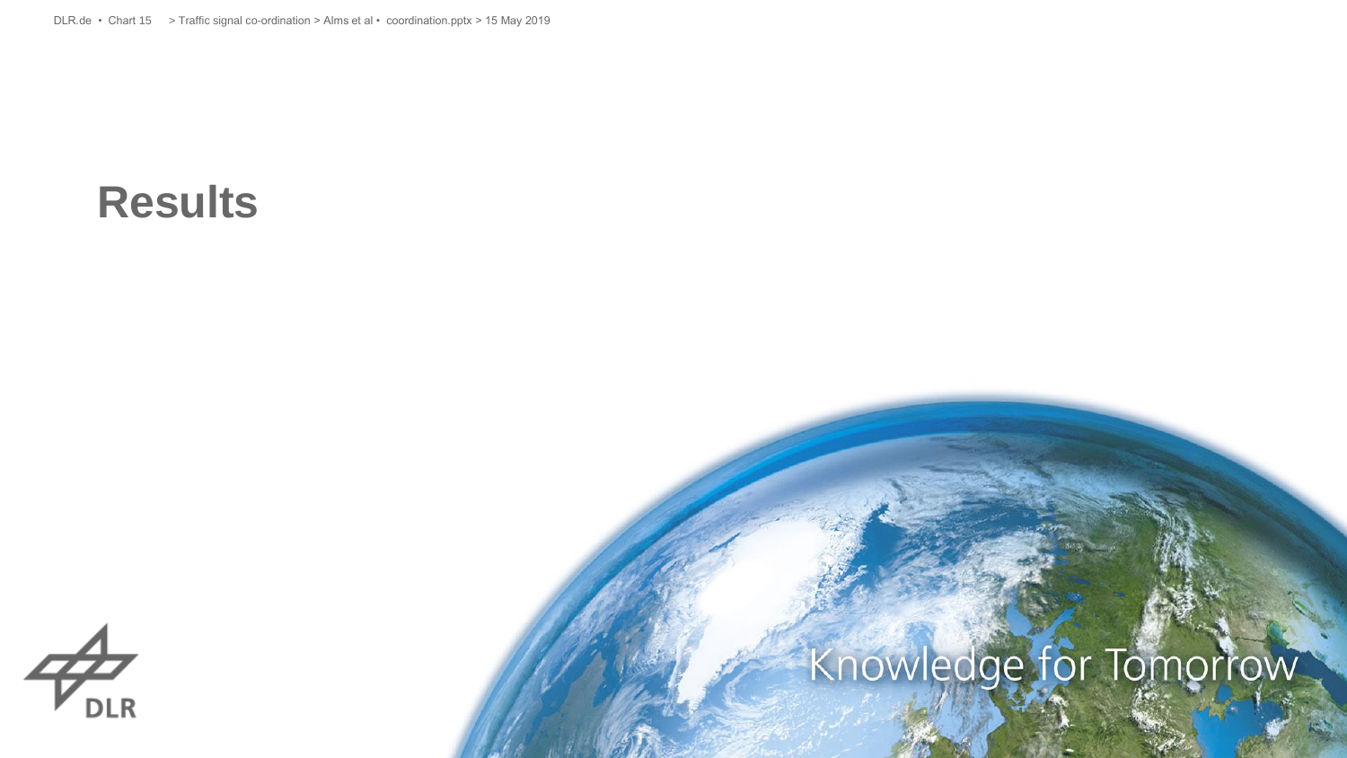# Results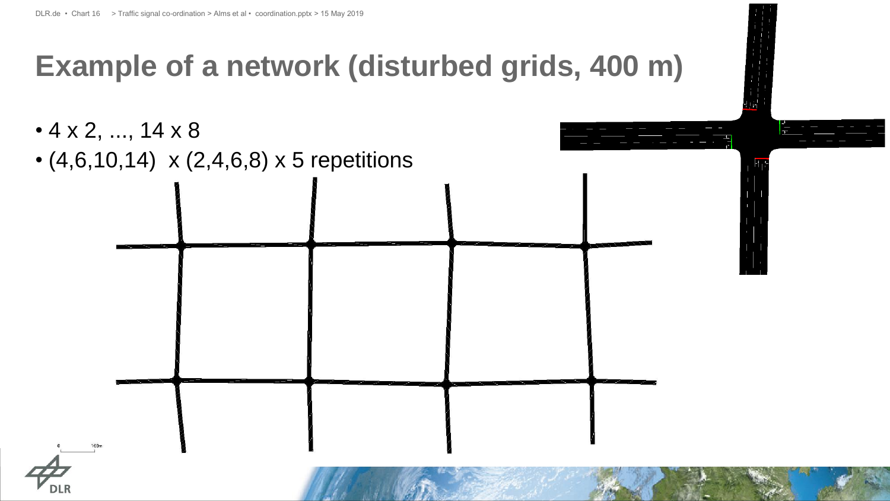# Example of a network (disturbed grids, 400 m)

- 4 x 2, ..., 14 x 8
- (4,6,10,14)  x (2,4,6,8) x 5 repetitions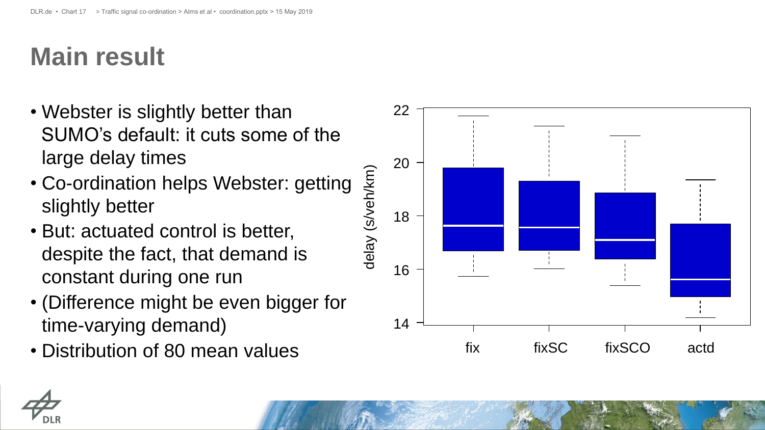# Main result

- Webster is slightly better than SUMO’s default: it cuts some of the large delay times
- Co-ordination helps Webster: getting slightly better
- But: actuated control is better, despite the fact, that demand is constant during one run
- (Difference might be even bigger for time-varying demand)
- Distribution of 80 mean values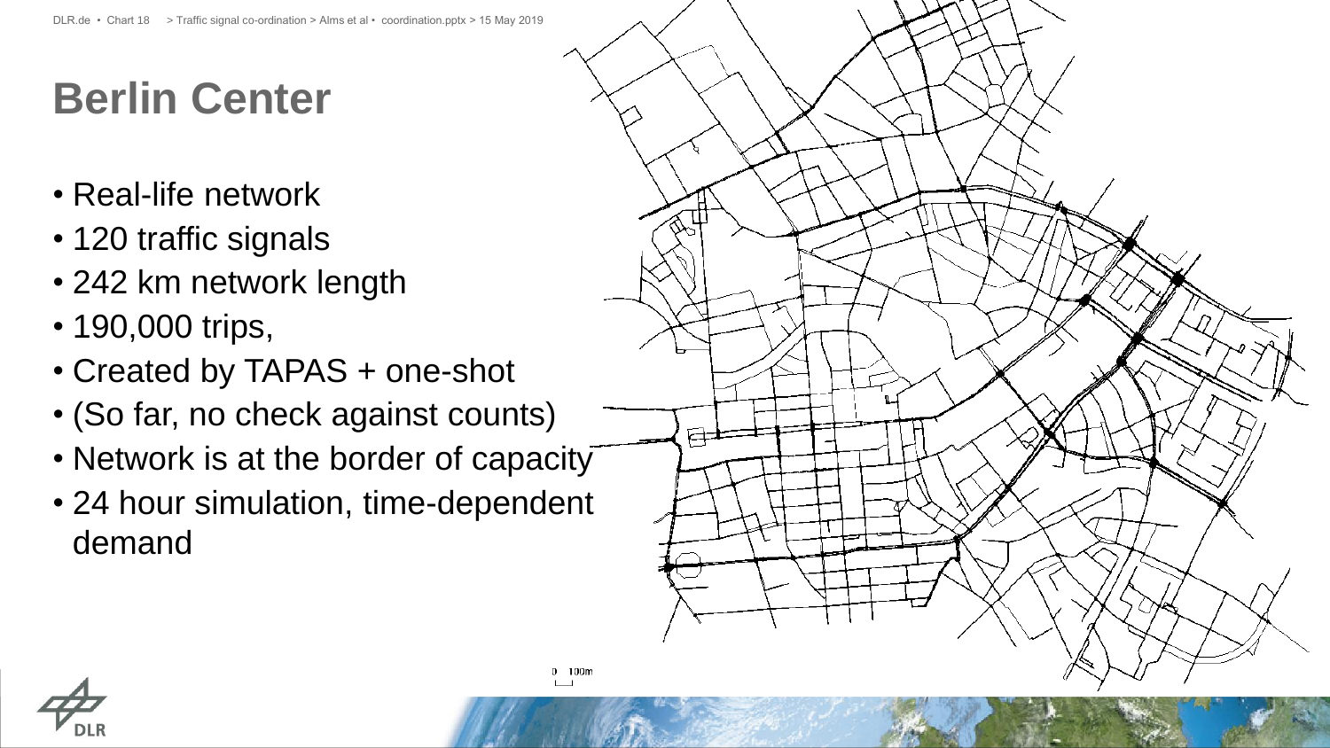# Berlin Center

- Real-life network
- 120 traffic signals
- 242 km network length
- 190,000 trips,
- Created by TAPAS + one-shot
- (So far, no check against counts)
- Network is at the border of capacity
- 24 hour simulation, time-dependent demand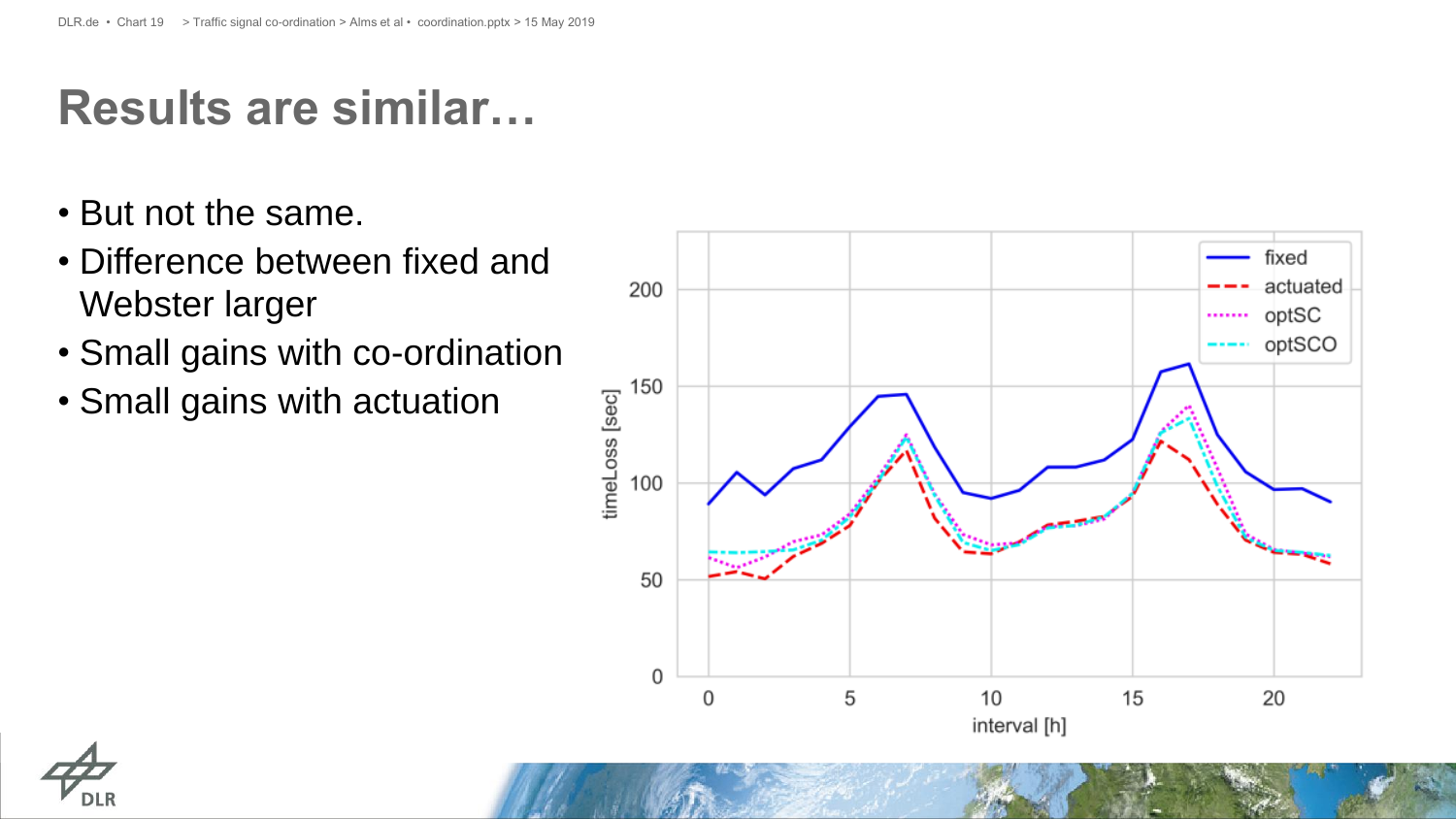# Results are similar…

- But not the same.
- Difference between fixed and Webster larger
- Small gains with co-ordination
- Small gains with actuation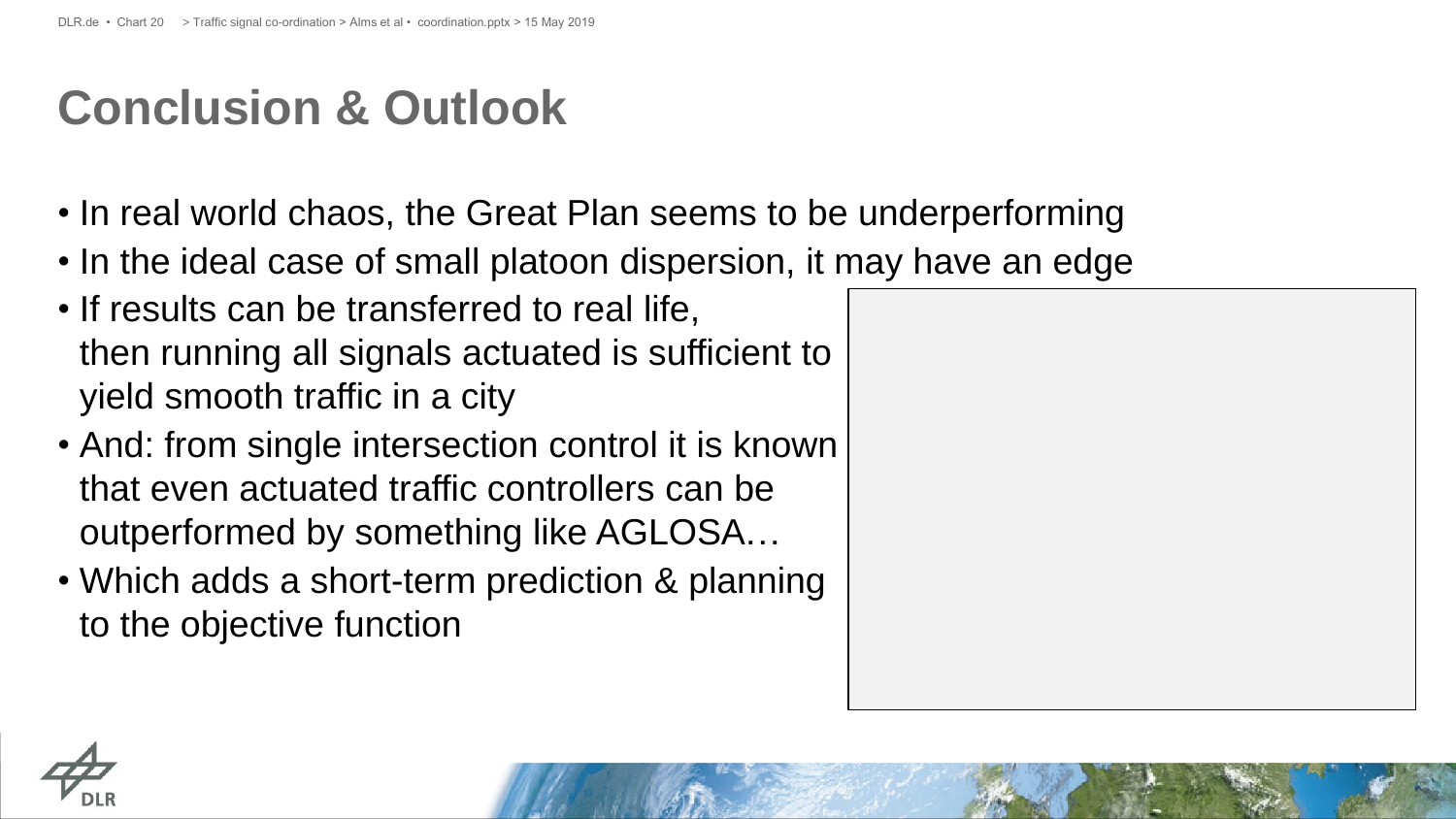# Conclusion & Outlook

- In real world chaos, the Great Plan seems to be underperforming
- In the ideal case of small platoon dispersion, it may have an edge
- If results can be transferred to real life, then running all signals actuated is sufficient to yield smooth traffic in a city
- And: from single intersection control it is known that even actuated traffic controllers can be outperformed by something like AGLOSA…
- Which adds a short-term prediction & planning to the objective function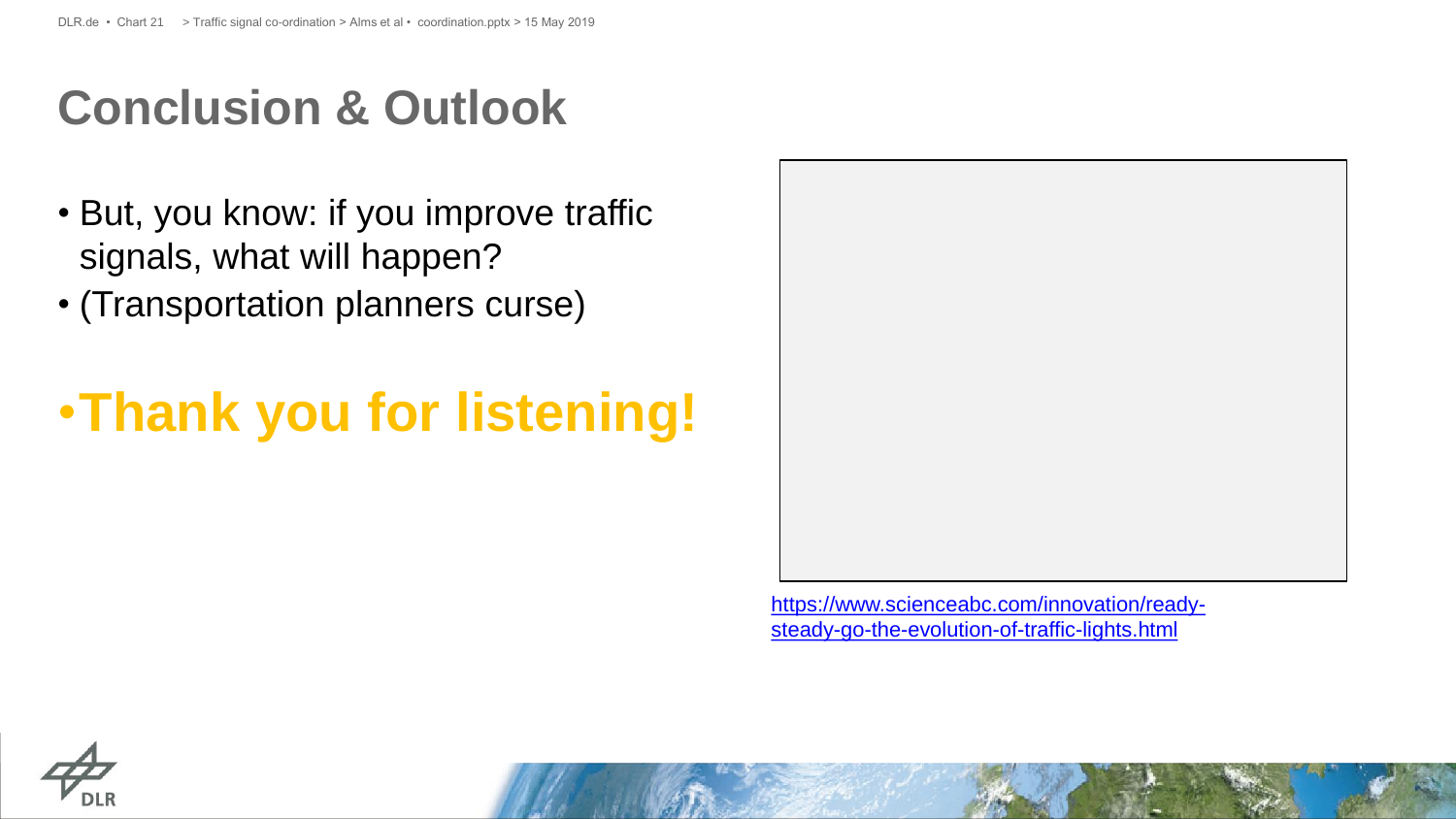# Conclusion & Outlook

- But, you know: if you improve traffic signals, what will happen?
- (Transportation planners curse)

- **Thank you for listening!**

https://www.scienceabc.com/innovation/ready-steady-go-the-evolution-of-traffic-lights.html